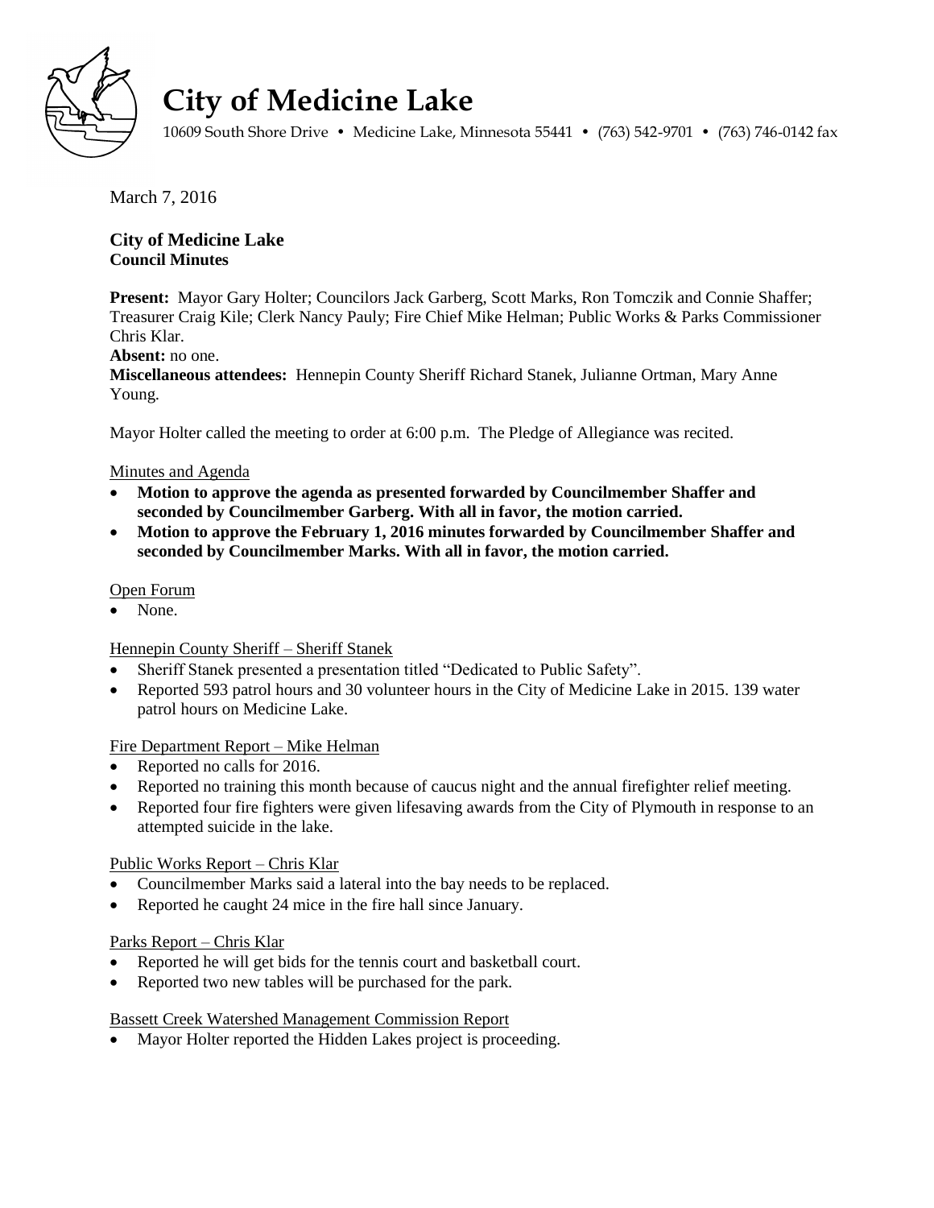# City of Medicine Lake

10609 South Shore Drive • Medicine Lake, Minnesota 55441 • (763) 542-9701 • (763) 746-0142 fax

March 7, 2016

**City of Medicine Lake**
**Council Minutes**

**Present:** Mayor Gary Holter; Councilors Jack Garberg, Scott Marks, Ron Tomczik and Connie Shaffer; Treasurer Craig Kile; Clerk Nancy Pauly; Fire Chief Mike Helman; Public Works & Parks Commissioner Chris Klar.

**Absent:** no one.

**Miscellaneous attendees:** Hennepin County Sheriff Richard Stanek, Julianne Ortman, Mary Anne Young.

Mayor Holter called the meeting to order at 6:00 p.m. The Pledge of Allegiance was recited.

Minutes and Agenda

- **Motion to approve the agenda as presented forwarded by Councilmember Shaffer and seconded by Councilmember Garberg. With all in favor, the motion carried.**
- **Motion to approve the February 1, 2016 minutes forwarded by Councilmember Shaffer and seconded by Councilmember Marks. With all in favor, the motion carried.**

Open Forum

- None.

Hennepin County Sheriff – Sheriff Stanek

- Sheriff Stanek presented a presentation titled "Dedicated to Public Safety".
- Reported 593 patrol hours and 30 volunteer hours in the City of Medicine Lake in 2015. 139 water patrol hours on Medicine Lake.

Fire Department Report – Mike Helman

- Reported no calls for 2016.
- Reported no training this month because of caucus night and the annual firefighter relief meeting.
- Reported four fire fighters were given lifesaving awards from the City of Plymouth in response to an attempted suicide in the lake.

Public Works Report – Chris Klar

- Councilmember Marks said a lateral into the bay needs to be replaced.
- Reported he caught 24 mice in the fire hall since January.

Parks Report – Chris Klar

- Reported he will get bids for the tennis court and basketball court.
- Reported two new tables will be purchased for the park.

Bassett Creek Watershed Management Commission Report

- Mayor Holter reported the Hidden Lakes project is proceeding.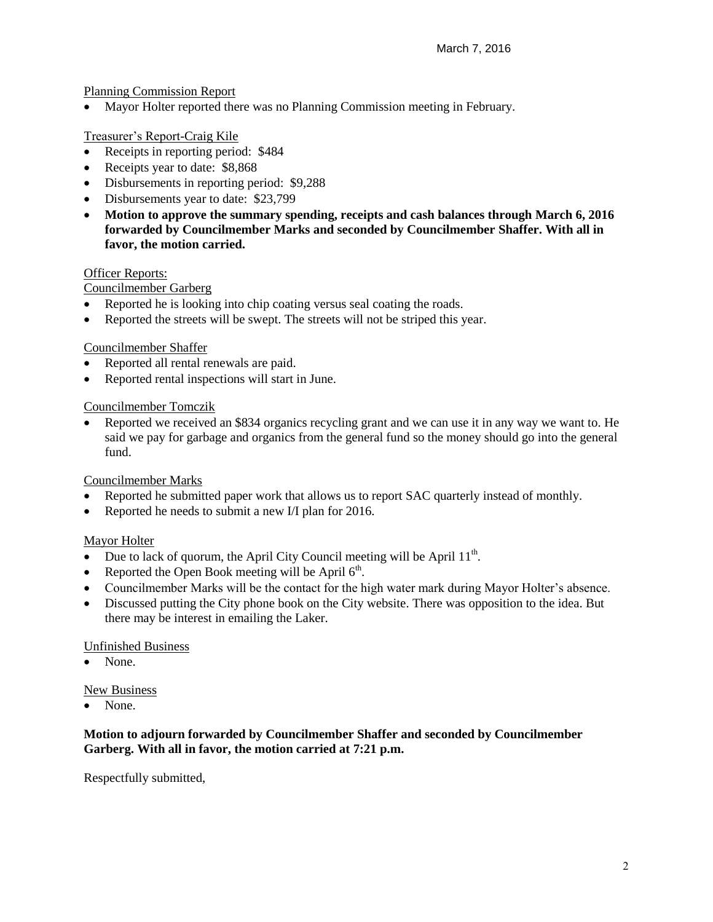March 7, 2016

Planning Commission Report

- Mayor Holter reported there was no Planning Commission meeting in February.

Treasurer's Report-Craig Kile

- Receipts in reporting period: $484
- Receipts year to date: $8,868
- Disbursements in reporting period: $9,288
- Disbursements year to date: $23,799
- **Motion to approve the summary spending, receipts and cash balances through March 6, 2016 forwarded by Councilmember Marks and seconded by Councilmember Shaffer. With all in favor, the motion carried.**

Officer Reports:

Councilmember Garberg

- Reported he is looking into chip coating versus seal coating the roads.
- Reported the streets will be swept. The streets will not be striped this year.

Councilmember Shaffer

- Reported all rental renewals are paid.
- Reported rental inspections will start in June.

Councilmember Tomczik

- Reported we received an $834 organics recycling grant and we can use it in any way we want to. He said we pay for garbage and organics from the general fund so the money should go into the general fund.

Councilmember Marks

- Reported he submitted paper work that allows us to report SAC quarterly instead of monthly.
- Reported he needs to submit a new I/I plan for 2016.

Mayor Holter

- Due to lack of quorum, the April City Council meeting will be April 11th.
- Reported the Open Book meeting will be April 6th.
- Councilmember Marks will be the contact for the high water mark during Mayor Holter's absence.
- Discussed putting the City phone book on the City website. There was opposition to the idea. But there may be interest in emailing the Laker.

Unfinished Business

- None.

New Business

- None.

**Motion to adjourn forwarded by Councilmember Shaffer and seconded by Councilmember Garberg. With all in favor, the motion carried at 7:21 p.m.**

Respectfully submitted,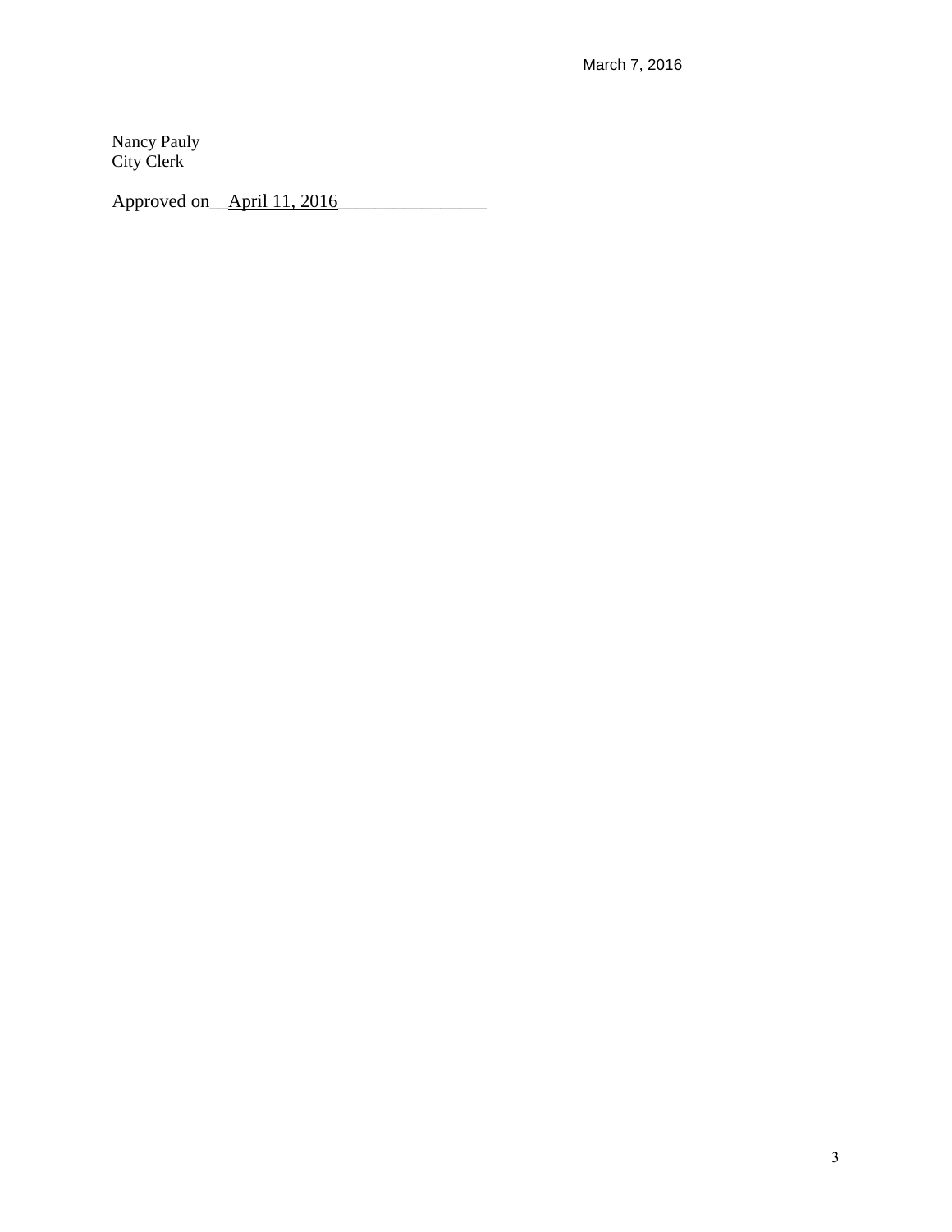Nancy Pauly
City Clerk

Approved on__April 11, 2016________________